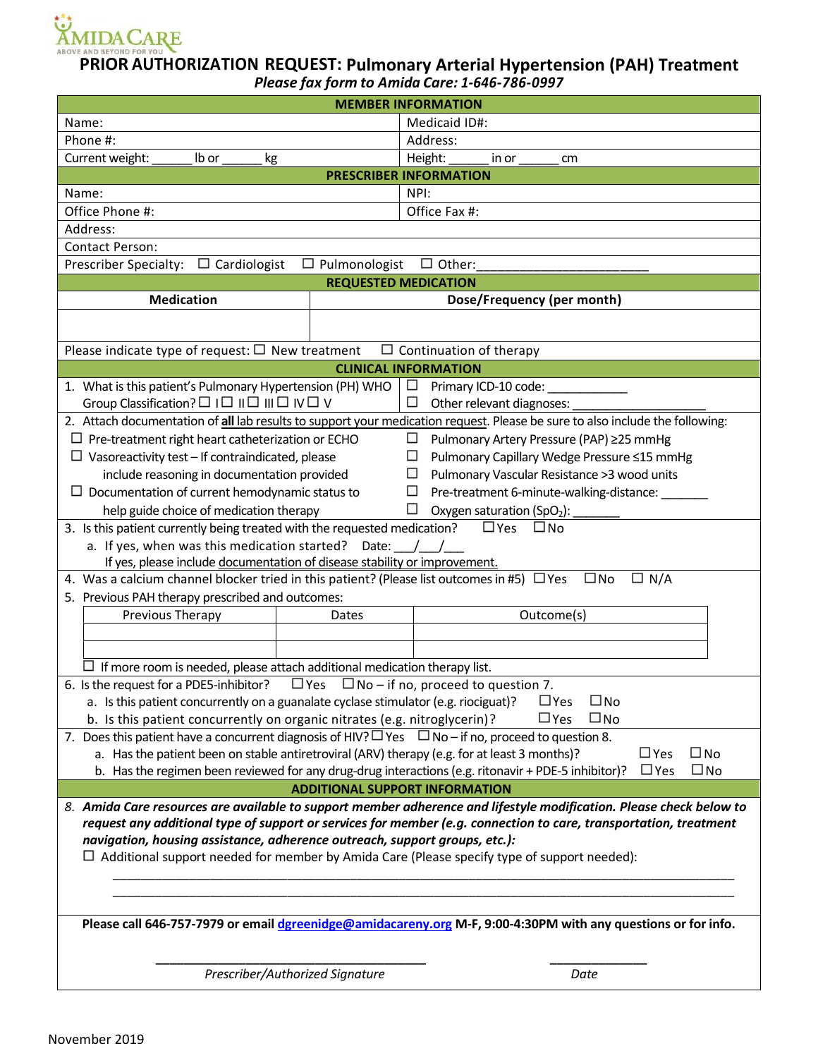AMIDA CARE
ABOVE AND BEYOND FOR YOU

# PRIOR AUTHORIZATION REQUEST: Pulmonary Arterial Hypertension (PAH) Treatment

*Please fax form to Amida Care: 1-646-786-0997*

## MEMBER INFORMATION

| | |
|---|---|
| Name: | Medicaid ID#: |
| Phone #: | Address: |
| Current weight: ______ lb or ______ kg | Height: ______ in or ______ cm |

## PRESCRIBER INFORMATION

| | |
|---|---|
| Name: | NPI: |
| Office Phone #: | Office Fax #: |
| Address: | |
| Contact Person: | |

Prescriber Specialty: ☐ Cardiologist ☐ Pulmonologist ☐ Other:_______________________

## REQUESTED MEDICATION

| Medication | Dose/Frequency (per month) |
|---|---|
| | |

Please indicate type of request: ☐ New treatment ☐ Continuation of therapy

## CLINICAL INFORMATION

1. What is this patient's Pulmonary Hypertension (PH) WHO Group Classification? ☐ I ☐ II ☐ III ☐ IV ☐ V
   - ☐ Primary ICD-10 code: ___________
   - ☐ Other relevant diagnoses: ___________________
2. Attach documentation of **all** lab results to support your medication request. Please be sure to also include the following:
   - ☐ Pre-treatment right heart catheterization or ECHO
   - ☐ Vasoreactivity test – If contraindicated, please include reasoning in documentation provided
   - ☐ Documentation of current hemodynamic status to help guide choice of medication therapy
   - ☐ Pulmonary Artery Pressure (PAP) ≥25 mmHg
   - ☐ Pulmonary Capillary Wedge Pressure ≤15 mmHg
   - ☐ Pulmonary Vascular Resistance >3 wood units
   - ☐ Pre-treatment 6-minute-walking-distance: _______
   - ☐ Oxygen saturation ($SpO_2$): _______
3. Is this patient currently being treated with the requested medication? ☐ Yes ☐ No
   a. If yes, when was this medication started? Date: ___/___/___
   If yes, please include documentation of disease stability or improvement.
4. Was a calcium channel blocker tried in this patient? (Please list outcomes in #5) ☐ Yes ☐ No ☐ N/A
5. Previous PAH therapy prescribed and outcomes:

| Previous Therapy | Dates | Outcome(s) |
|---|---|---|
| | | |
| | | |

☐ If more room is needed, please attach additional medication therapy list.

6. Is the request for a PDE5-inhibitor? ☐ Yes ☐ No – if no, proceed to question 7.
   a. Is this patient concurrently on a guanalate cyclase stimulator (e.g. riociguat)? ☐ Yes ☐ No
   b. Is this patient concurrently on organic nitrates (e.g. nitroglycerin)? ☐ Yes ☐ No
7. Does this patient have a concurrent diagnosis of HIV? ☐ Yes ☐ No – if no, proceed to question 8.
   a. Has the patient been on stable antiretroviral (ARV) therapy (e.g. for at least 3 months)? ☐ Yes ☐ No
   b. Has the regimen been reviewed for any drug-drug interactions (e.g. ritonavir + PDE-5 inhibitor)? ☐ Yes ☐ No

## ADDITIONAL SUPPORT INFORMATION

8. ***Amida Care resources are available to support member adherence and lifestyle modification. Please check below to request any additional type of support or services for member (e.g. connection to care, transportation, treatment navigation, housing assistance, adherence outreach, support groups, etc.):***

☐ Additional support needed for member by Amida Care (Please specify type of support needed):

______________________________________________________________________________

______________________________________________________________________________

**Please call 646-757-7979 or email dgreenidge@amidacareny.org M-F, 9:00-4:30PM with any questions or for info.**

_________________________________ *Prescriber/Authorized Signature*

_____________ *Date*

November 2019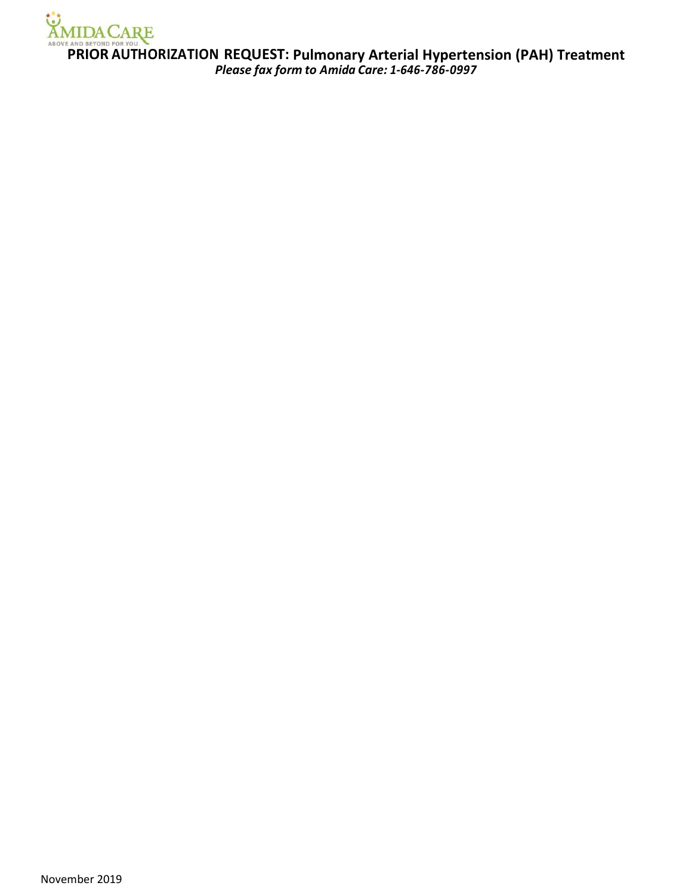**PRIOR AUTHORIZATION REQUEST: Pulmonary Arterial Hypertension (PAH) Treatment**

***Please fax form to Amida Care: 1-646-786-0997***